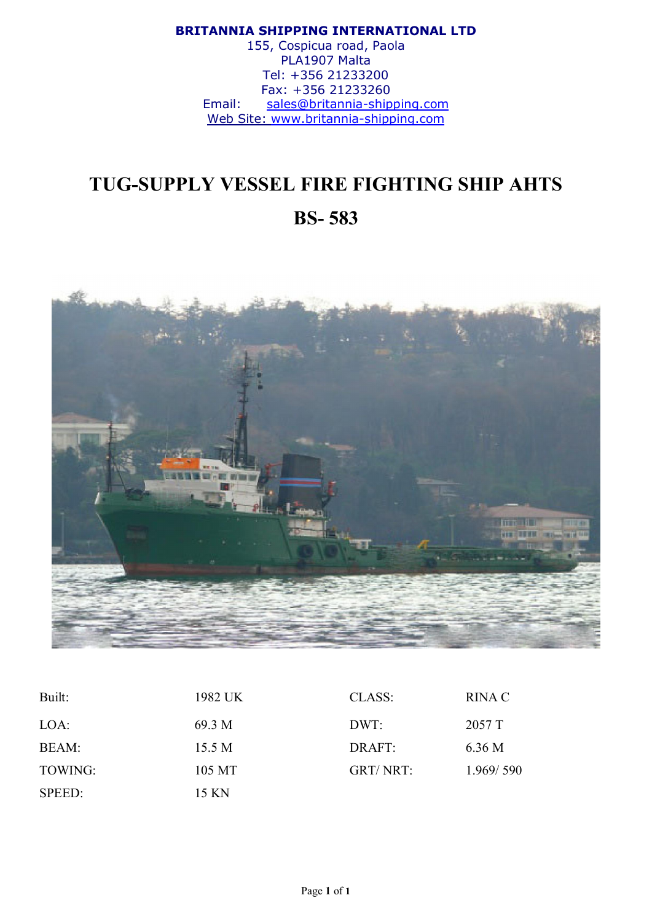**BRITANNIA SHIPPING INTERNATIONAL LTD**
155, Cospicua road, Paola
PLA1907 Malta
Tel: +356 21233200
Fax: +356 21233260
Email: sales@britannia-shipping.com
Web Site: www.britannia-shipping.com

# TUG-SUPPLY VESSEL FIRE FIGHTING SHIP AHTS

# BS- 583

| | | | |
|---|---|---|---|
| Built: | 1982 UK | CLASS: | RINA C |
| LOA: | 69.3 M | DWT: | 2057 T |
| BEAM: | 15.5 M | DRAFT: | 6.36 M |
| TOWING: | 105 MT | GRT/ NRT: | 1.969/ 590 |
| SPEED: | 15 KN | | |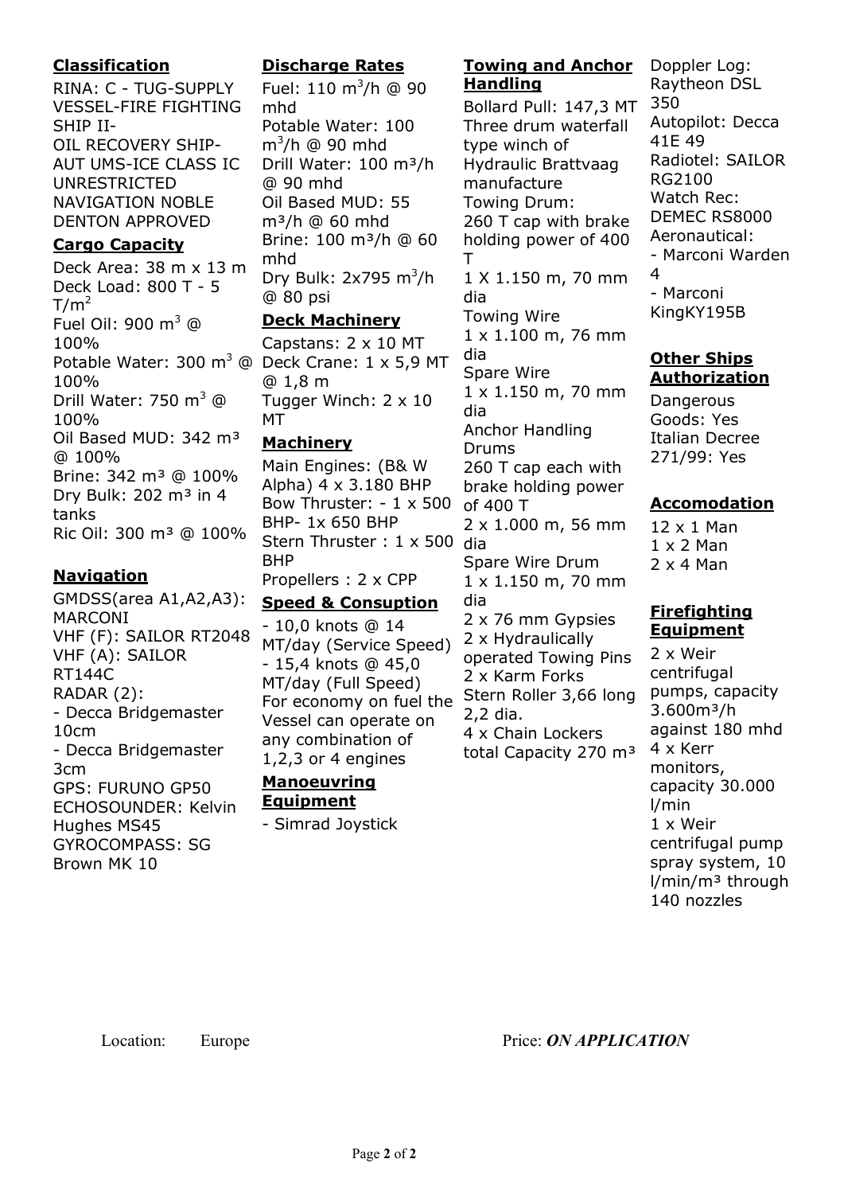## Classification

RINA: C - TUG-SUPPLY VESSEL-FIRE FIGHTING SHIP II-
OIL RECOVERY SHIP-AUT UMS-ICE CLASS IC UNRESTRICTED NAVIGATION NOBLE DENTON APPROVED

## Cargo Capacity

Deck Area: 38 m x 13 m
Deck Load: 800 T - 5 $T/m^2$
Fuel Oil: 900 $m^3$ @ 100%
Potable Water: 300 $m^3$ @ 100%
Drill Water: 750 $m^3$ @ 100%
Oil Based MUD: 342 $m^3$ @ 100%
Brine: 342 $m^3$ @ 100%
Dry Bulk: 202 $m^3$ in 4 tanks
Ric Oil: 300 $m^3$ @ 100%

## Navigation

GMDSS(area A1,A2,A3): MARCONI
VHF (F): SAILOR RT2048
VHF (A): SAILOR RT144C
RADAR (2):
- Decca Bridgemaster 10cm
- Decca Bridgemaster 3cm

GPS: FURUNO GP50
ECHOSOUNDER: Kelvin Hughes MS45
GYROCOMPASS: SG Brown MK 10

## Discharge Rates

Fuel: 110 $m^3$/h @ 90 mhd
Potable Water: 100 $m^3$/h @ 90 mhd
Drill Water: 100 $m^3$/h @ 90 mhd
Oil Based MUD: 55 $m^3$/h @ 60 mhd
Brine: 100 $m^3$/h @ 60 mhd
Dry Bulk: 2x795 $m^3$/h @ 80 psi

## Deck Machinery

Capstans: 2 x 10 MT
Deck Crane: 1 x 5,9 MT @ 1,8 m
Tugger Winch: 2 x 10 MT

## Machinery

Main Engines: (B& W Alpha) 4 x 3.180 BHP
Bow Thruster: - 1 x 500 BHP- 1x 650 BHP
Stern Thruster : 1 x 500 BHP
Propellers : 2 x CPP

## Speed & Consuption

- 10,0 knots @ 14 MT/day (Service Speed)
- 15,4 knots @ 45,0 MT/day (Full Speed)

For economy on fuel the Vessel can operate on any combination of 1,2,3 or 4 engines

## Manoeuvring Equipment

- Simrad Joystick

## Towing and Anchor Handling

Bollard Pull: 147,3 MT
Three drum waterfall type winch of Hydraulic Brattvaag manufacture
Towing Drum:
260 T cap with brake holding power of 400 T
1 X 1.150 m, 70 mm dia
Towing Wire
1 x 1.100 m, 76 mm dia
Spare Wire
1 x 1.150 m, 70 mm dia
Anchor Handling Drums
260 T cap each with brake holding power of 400 T
2 x 1.000 m, 56 mm dia
Spare Wire Drum
1 x 1.150 m, 70 mm dia
2 x 76 mm Gypsies
2 x Hydraulically operated Towing Pins
2 x Karm Forks
Stern Roller 3,66 long 2,2 dia.
4 x Chain Lockers total Capacity 270 $m^3$

Doppler Log: Raytheon DSL 350
Autopilot: Decca 41E 49
Radiotel: SAILOR RG2100
Watch Rec: DEMEC RS8000
Aeronautical:
- Marconi Warden 4
- Marconi KingKY195B

## Other Ships Authorization

Dangerous Goods: Yes
Italian Decree 271/99: Yes

## Accomodation

12 x 1 Man
1 x 2 Man
2 x 4 Man

## Firefighting Equipment

2 x Weir centrifugal pumps, capacity 3.600$m^3$/h against 180 mhd
4 x Kerr monitors, capacity 30.000 l/min
1 x Weir centrifugal pump spray system, 10 l/min/$m^3$ through 140 nozzles

Location: Europe

Price: ***ON APPLICATION***